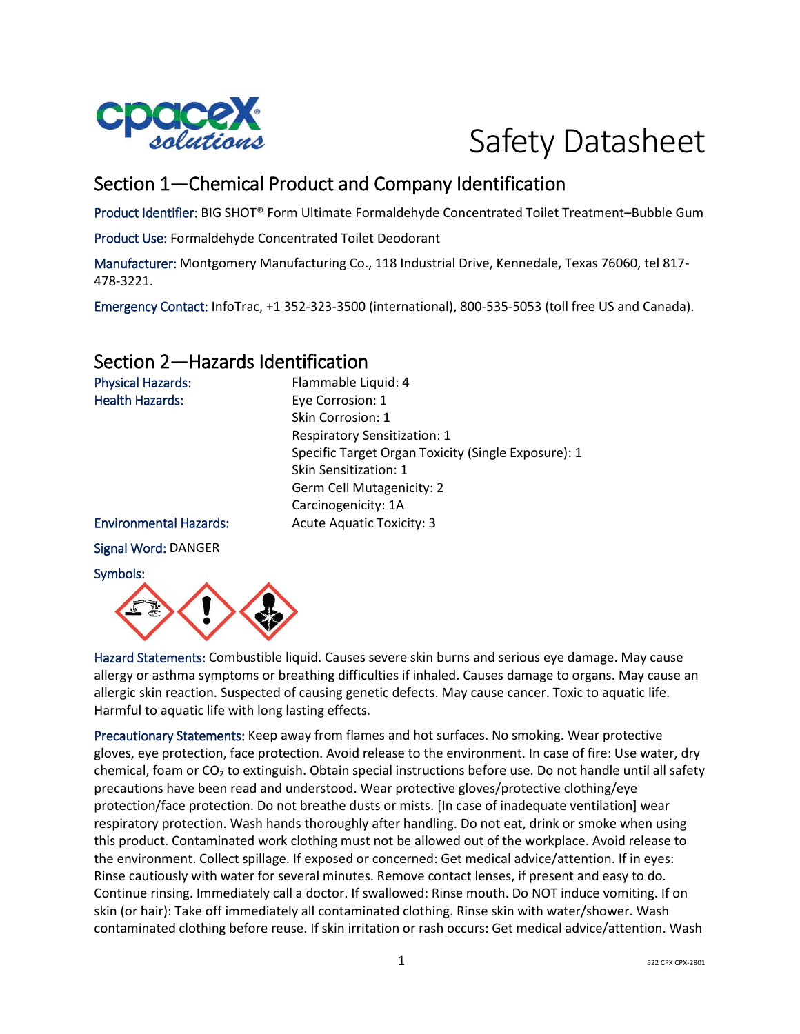# Safety Datasheet

## Section 1—Chemical Product and Company Identification

Product Identifier: BIG SHOT® Form Ultimate Formaldehyde Concentrated Toilet Treatment–Bubble Gum

Product Use: Formaldehyde Concentrated Toilet Deodorant

Manufacturer: Montgomery Manufacturing Co., 118 Industrial Drive, Kennedale, Texas 76060, tel 817-478-3221.

Emergency Contact: InfoTrac, +1 352-323-3500 (international), 800-535-5053 (toll free US and Canada).

## Section 2—Hazards Identification

Physical Hazards: Flammable Liquid: 4

Health Hazards:
- Eye Corrosion: 1
- Skin Corrosion: 1
- Respiratory Sensitization: 1
- Specific Target Organ Toxicity (Single Exposure): 1
- Skin Sensitization: 1
- Germ Cell Mutagenicity: 2
- Carcinogenicity: 1A

Environmental Hazards: Acute Aquatic Toxicity: 3

Signal Word: DANGER

Symbols:

Hazard Statements: Combustible liquid. Causes severe skin burns and serious eye damage. May cause allergy or asthma symptoms or breathing difficulties if inhaled. Causes damage to organs. May cause an allergic skin reaction. Suspected of causing genetic defects. May cause cancer. Toxic to aquatic life. Harmful to aquatic life with long lasting effects.

Precautionary Statements: Keep away from flames and hot surfaces. No smoking. Wear protective gloves, eye protection, face protection. Avoid release to the environment. In case of fire: Use water, dry chemical, foam or $CO_2$ to extinguish. Obtain special instructions before use. Do not handle until all safety precautions have been read and understood. Wear protective gloves/protective clothing/eye protection/face protection. Do not breathe dusts or mists. [In case of inadequate ventilation] wear respiratory protection. Wash hands thoroughly after handling. Do not eat, drink or smoke when using this product. Contaminated work clothing must not be allowed out of the workplace. Avoid release to the environment. Collect spillage. If exposed or concerned: Get medical advice/attention. If in eyes: Rinse cautiously with water for several minutes. Remove contact lenses, if present and easy to do. Continue rinsing. Immediately call a doctor. If swallowed: Rinse mouth. Do NOT induce vomiting. If on skin (or hair): Take off immediately all contaminated clothing. Rinse skin with water/shower. Wash contaminated clothing before reuse. If skin irritation or rash occurs: Get medical advice/attention. Wash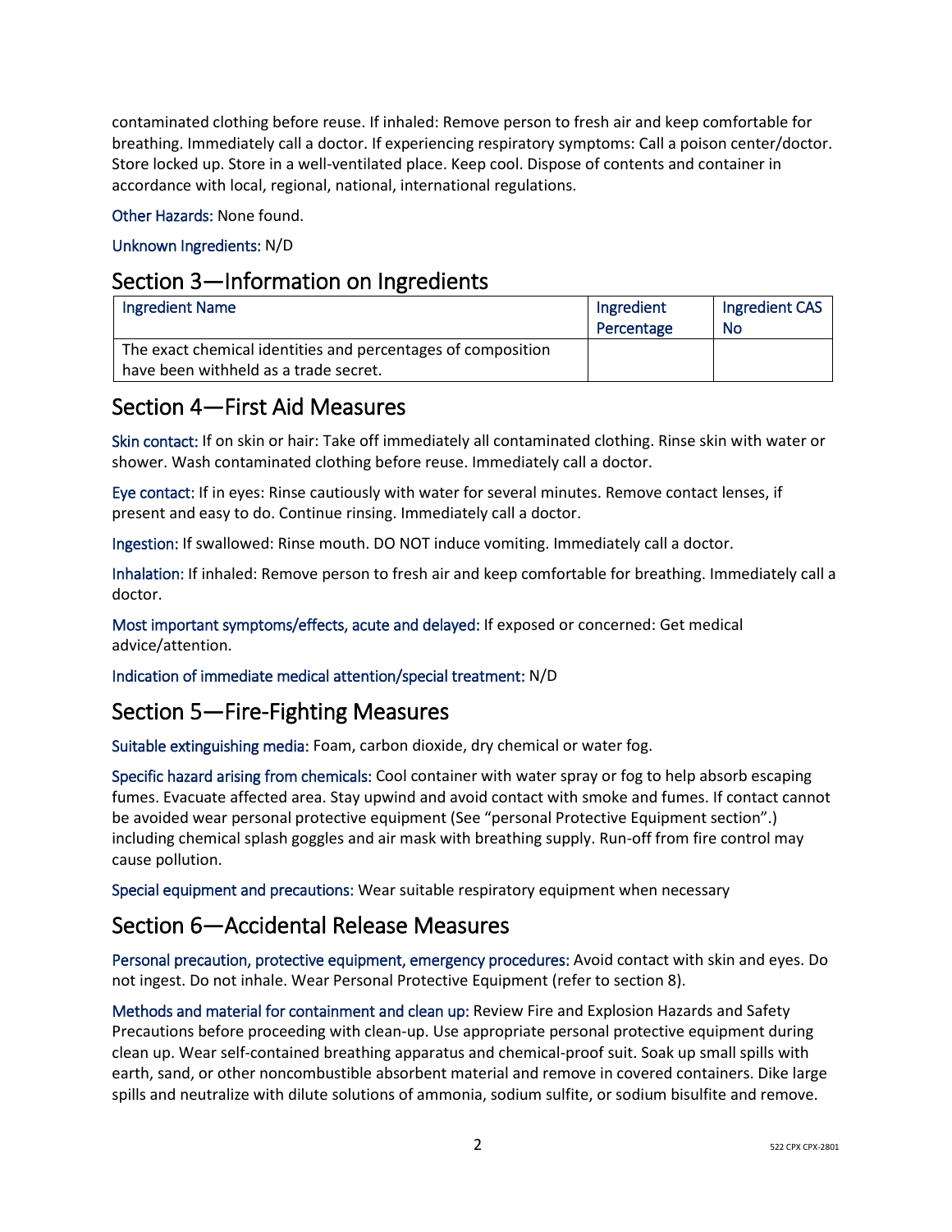contaminated clothing before reuse. If inhaled: Remove person to fresh air and keep comfortable for breathing. Immediately call a doctor. If experiencing respiratory symptoms: Call a poison center/doctor. Store locked up. Store in a well-ventilated place. Keep cool. Dispose of contents and container in accordance with local, regional, national, international regulations.

Other Hazards: None found.

Unknown Ingredients: N/D

## Section 3—Information on Ingredients

| Ingredient Name | Ingredient Percentage | Ingredient CAS No |
|---|---|---|
| The exact chemical identities and percentages of composition have been withheld as a trade secret. | | |

## Section 4—First Aid Measures

Skin contact: If on skin or hair: Take off immediately all contaminated clothing. Rinse skin with water or shower. Wash contaminated clothing before reuse. Immediately call a doctor.

Eye contact: If in eyes: Rinse cautiously with water for several minutes. Remove contact lenses, if present and easy to do. Continue rinsing. Immediately call a doctor.

Ingestion: If swallowed: Rinse mouth. DO NOT induce vomiting. Immediately call a doctor.

Inhalation: If inhaled: Remove person to fresh air and keep comfortable for breathing. Immediately call a doctor.

Most important symptoms/effects, acute and delayed: If exposed or concerned: Get medical advice/attention.

Indication of immediate medical attention/special treatment: N/D

## Section 5—Fire-Fighting Measures

Suitable extinguishing media: Foam, carbon dioxide, dry chemical or water fog.

Specific hazard arising from chemicals: Cool container with water spray or fog to help absorb escaping fumes. Evacuate affected area. Stay upwind and avoid contact with smoke and fumes. If contact cannot be avoided wear personal protective equipment (See "personal Protective Equipment section".) including chemical splash goggles and air mask with breathing supply. Run-off from fire control may cause pollution.

Special equipment and precautions: Wear suitable respiratory equipment when necessary

## Section 6—Accidental Release Measures

Personal precaution, protective equipment, emergency procedures: Avoid contact with skin and eyes. Do not ingest. Do not inhale. Wear Personal Protective Equipment (refer to section 8).

Methods and material for containment and clean up: Review Fire and Explosion Hazards and Safety Precautions before proceeding with clean-up. Use appropriate personal protective equipment during clean up. Wear self-contained breathing apparatus and chemical-proof suit. Soak up small spills with earth, sand, or other noncombustible absorbent material and remove in covered containers. Dike large spills and neutralize with dilute solutions of ammonia, sodium sulfite, or sodium bisulfite and remove.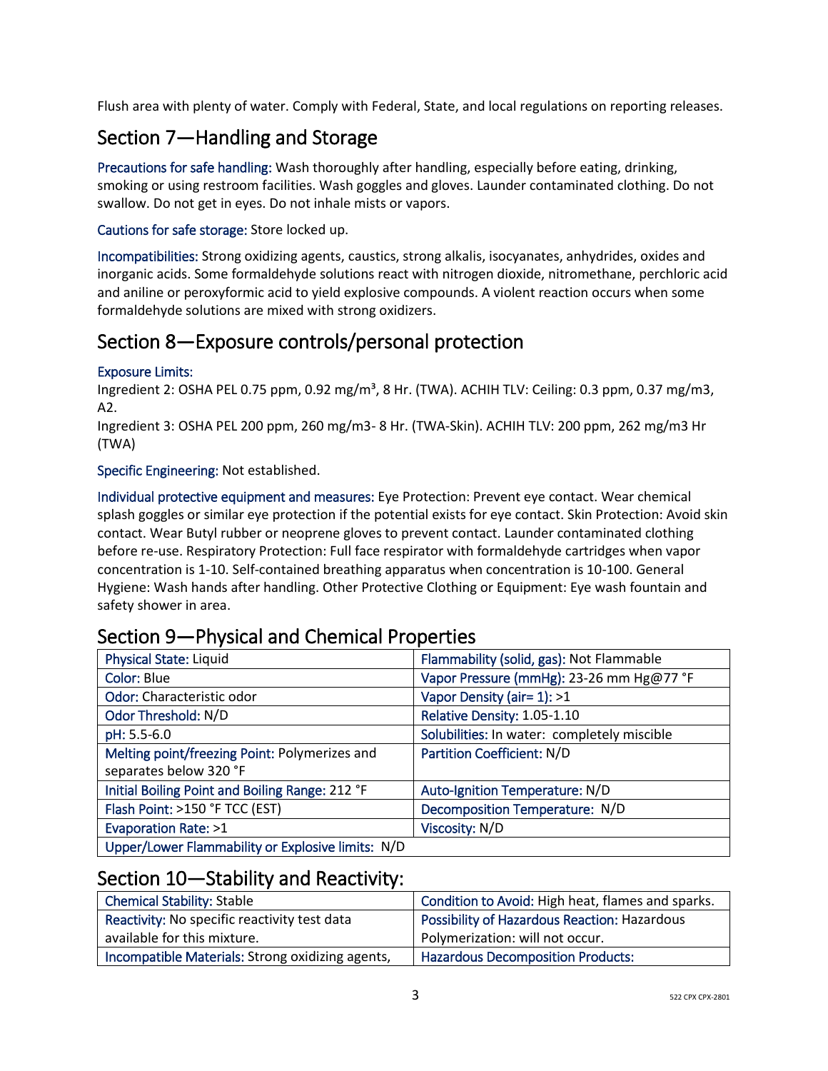Flush area with plenty of water. Comply with Federal, State, and local regulations on reporting releases.

## Section 7—Handling and Storage

Precautions for safe handling: Wash thoroughly after handling, especially before eating, drinking, smoking or using restroom facilities. Wash goggles and gloves. Launder contaminated clothing. Do not swallow. Do not get in eyes. Do not inhale mists or vapors.

Cautions for safe storage: Store locked up.

Incompatibilities: Strong oxidizing agents, caustics, strong alkalis, isocyanates, anhydrides, oxides and inorganic acids. Some formaldehyde solutions react with nitrogen dioxide, nitromethane, perchloric acid and aniline or peroxyformic acid to yield explosive compounds. A violent reaction occurs when some formaldehyde solutions are mixed with strong oxidizers.

## Section 8—Exposure controls/personal protection

Exposure Limits:
Ingredient 2: OSHA PEL 0.75 ppm, 0.92 mg/m³, 8 Hr. (TWA). ACHIH TLV: Ceiling: 0.3 ppm, 0.37 mg/m3, A2.
Ingredient 3: OSHA PEL 200 ppm, 260 mg/m3- 8 Hr. (TWA-Skin). ACHIH TLV: 200 ppm, 262 mg/m3 Hr (TWA)

Specific Engineering: Not established.

Individual protective equipment and measures: Eye Protection: Prevent eye contact. Wear chemical splash goggles or similar eye protection if the potential exists for eye contact. Skin Protection: Avoid skin contact. Wear Butyl rubber or neoprene gloves to prevent contact. Launder contaminated clothing before re-use. Respiratory Protection: Full face respirator with formaldehyde cartridges when vapor concentration is 1-10. Self-contained breathing apparatus when concentration is 10-100. General Hygiene: Wash hands after handling. Other Protective Clothing or Equipment: Eye wash fountain and safety shower in area.

## Section 9—Physical and Chemical Properties

| | |
|---|---|
| Physical State: Liquid | Flammability (solid, gas): Not Flammable |
| Color: Blue | Vapor Pressure (mmHg): 23-26 mm Hg@77 °F |
| Odor: Characteristic odor | Vapor Density (air= 1): >1 |
| Odor Threshold: N/D | Relative Density: 1.05-1.10 |
| pH: 5.5-6.0 | Solubilities: In water: completely miscible |
| Melting point/freezing Point: Polymerizes and separates below 320 °F | Partition Coefficient: N/D |
| Initial Boiling Point and Boiling Range: 212 °F | Auto-Ignition Temperature: N/D |
| Flash Point: >150 °F TCC (EST) | Decomposition Temperature: N/D |
| Evaporation Rate: >1 | Viscosity: N/D |
| Upper/Lower Flammability or Explosive limits: N/D | |

## Section 10—Stability and Reactivity:

| | |
|---|---|
| Chemical Stability: Stable | Condition to Avoid: High heat, flames and sparks. |
| Reactivity: No specific reactivity test data available for this mixture. | Possibility of Hazardous Reaction: Hazardous Polymerization: will not occur. |
| Incompatible Materials: Strong oxidizing agents, | Hazardous Decomposition Products: |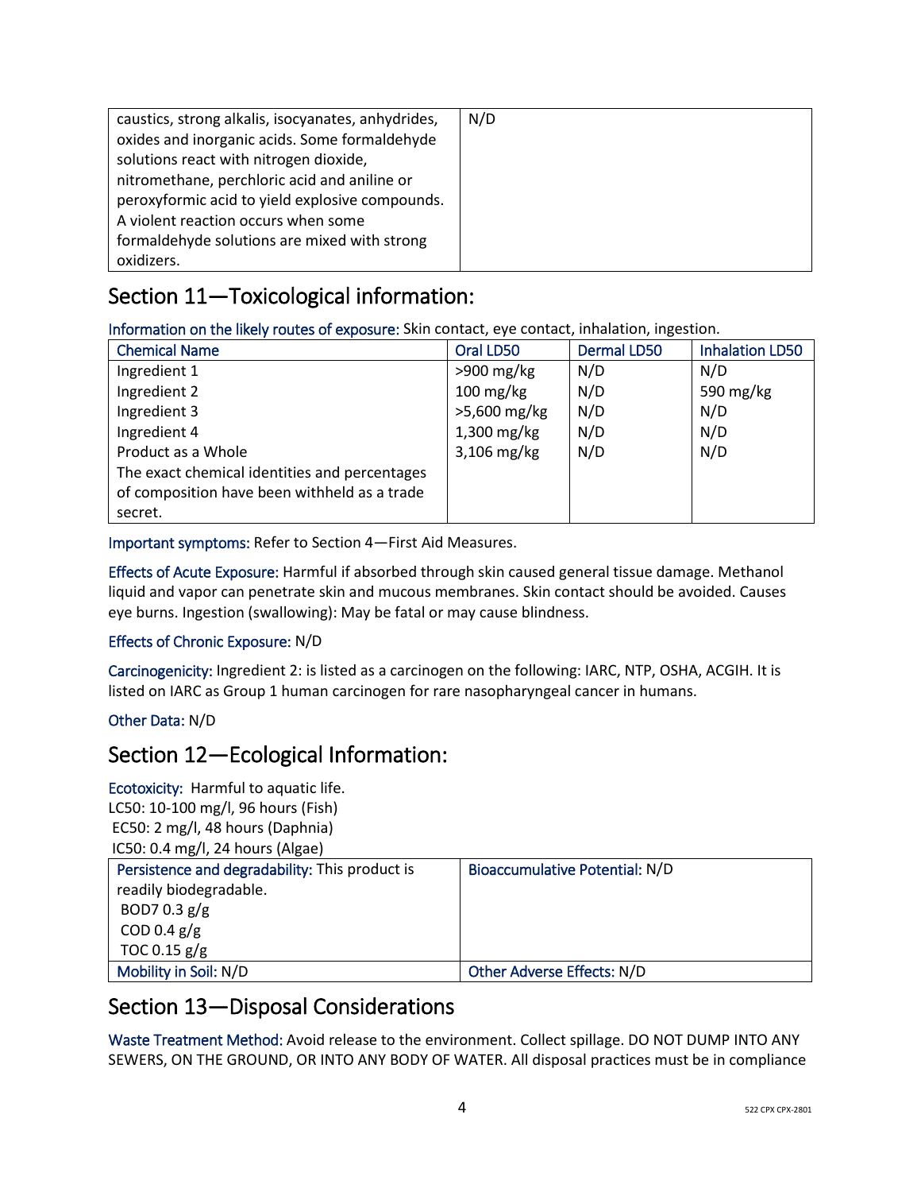| caustics, strong alkalis, isocyanates, anhydrides, oxides and inorganic acids. Some formaldehyde solutions react with nitrogen dioxide, nitromethane, perchloric acid and aniline or peroxyformic acid to yield explosive compounds. A violent reaction occurs when some formaldehyde solutions are mixed with strong oxidizers. | N/D |
|---|---|

## Section 11—Toxicological information:

Information on the likely routes of exposure: Skin contact, eye contact, inhalation, ingestion.

| Chemical Name | Oral LD50 | Dermal LD50 | Inhalation LD50 |
|---|---|---|---|
| Ingredient 1 | >900 mg/kg | N/D | N/D |
| Ingredient 2 | 100 mg/kg | N/D | 590 mg/kg |
| Ingredient 3 | >5,600 mg/kg | N/D | N/D |
| Ingredient 4 | 1,300 mg/kg | N/D | N/D |
| Product as a Whole | 3,106 mg/kg | N/D | N/D |
| The exact chemical identities and percentages of composition have been withheld as a trade secret. | | | |

Important symptoms: Refer to Section 4—First Aid Measures.

Effects of Acute Exposure: Harmful if absorbed through skin caused general tissue damage. Methanol liquid and vapor can penetrate skin and mucous membranes. Skin contact should be avoided. Causes eye burns. Ingestion (swallowing): May be fatal or may cause blindness.

Effects of Chronic Exposure: N/D

Carcinogenicity: Ingredient 2: is listed as a carcinogen on the following: IARC, NTP, OSHA, ACGIH. It is listed on IARC as Group 1 human carcinogen for rare nasopharyngeal cancer in humans.

Other Data: N/D

## Section 12—Ecological Information:

Ecotoxicity: Harmful to aquatic life.
LC50: 10-100 mg/l, 96 hours (Fish)
EC50: 2 mg/l, 48 hours (Daphnia)
IC50: 0.4 mg/l, 24 hours (Algae)

| Persistence and degradability: This product is readily biodegradable.<br>BOD7 0.3 g/g<br>COD 0.4 g/g<br>TOC 0.15 g/g | Bioaccumulative Potential: N/D |
|---|---|
| Mobility in Soil: N/D | Other Adverse Effects: N/D |

## Section 13—Disposal Considerations

Waste Treatment Method: Avoid release to the environment. Collect spillage. DO NOT DUMP INTO ANY SEWERS, ON THE GROUND, OR INTO ANY BODY OF WATER. All disposal practices must be in compliance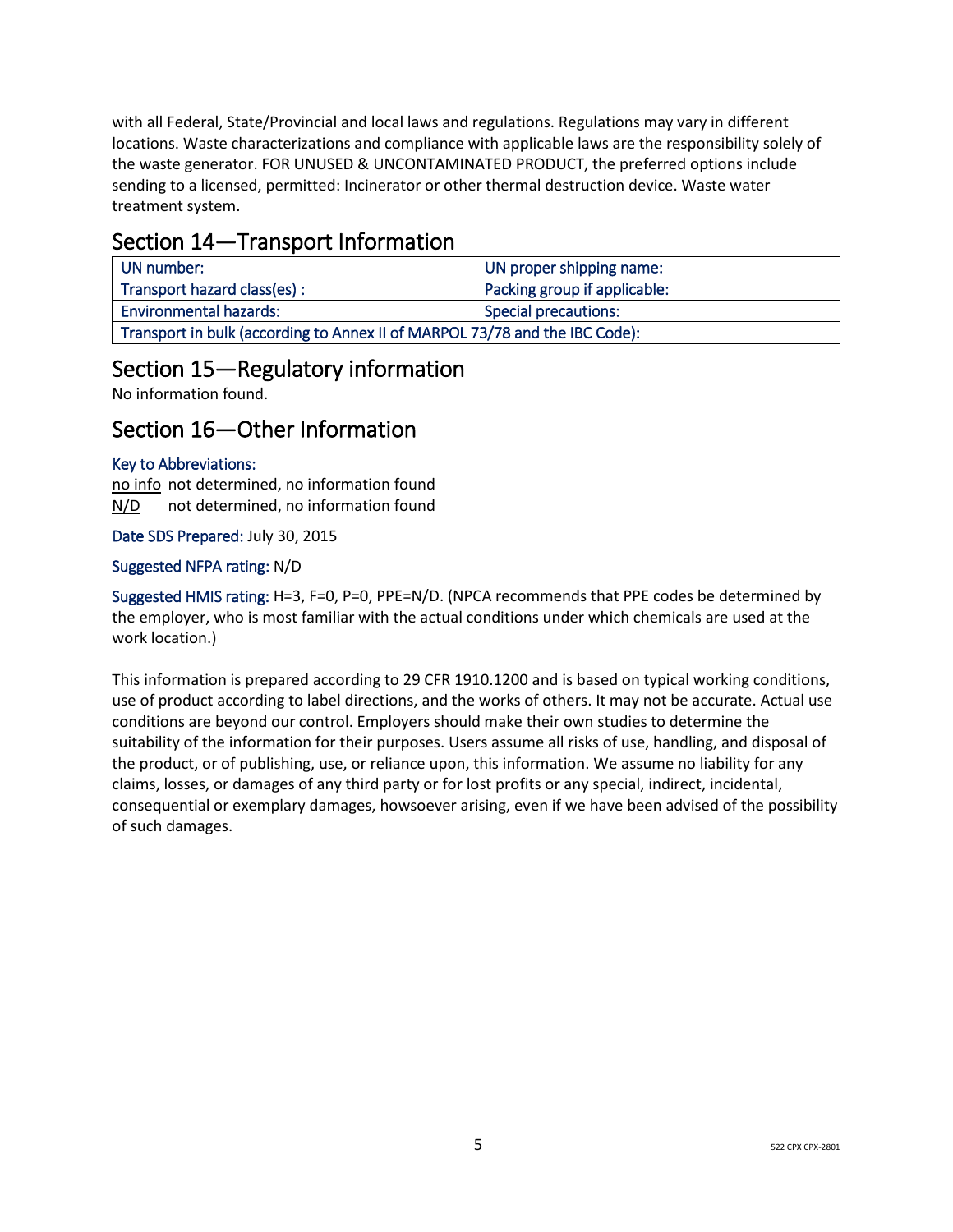with all Federal, State/Provincial and local laws and regulations. Regulations may vary in different locations. Waste characterizations and compliance with applicable laws are the responsibility solely of the waste generator. FOR UNUSED & UNCONTAMINATED PRODUCT, the preferred options include sending to a licensed, permitted: Incinerator or other thermal destruction device. Waste water treatment system.

## Section 14—Transport Information

| | |
|---|---|
| UN number: | UN proper shipping name: |
| Transport hazard class(es) : | Packing group if applicable: |
| Environmental hazards: | Special precautions: |
| Transport in bulk (according to Annex II of MARPOL 73/78 and the IBC Code): | |

## Section 15—Regulatory information

No information found.

## Section 16—Other Information

Key to Abbreviations:

no info not determined, no information found

N/D not determined, no information found

Date SDS Prepared: July 30, 2015

Suggested NFPA rating: N/D

Suggested HMIS rating: H=3, F=0, P=0, PPE=N/D. (NPCA recommends that PPE codes be determined by the employer, who is most familiar with the actual conditions under which chemicals are used at the work location.)

This information is prepared according to 29 CFR 1910.1200 and is based on typical working conditions, use of product according to label directions, and the works of others. It may not be accurate. Actual use conditions are beyond our control. Employers should make their own studies to determine the suitability of the information for their purposes. Users assume all risks of use, handling, and disposal of the product, or of publishing, use, or reliance upon, this information. We assume no liability for any claims, losses, or damages of any third party or for lost profits or any special, indirect, incidental, consequential or exemplary damages, howsoever arising, even if we have been advised of the possibility of such damages.